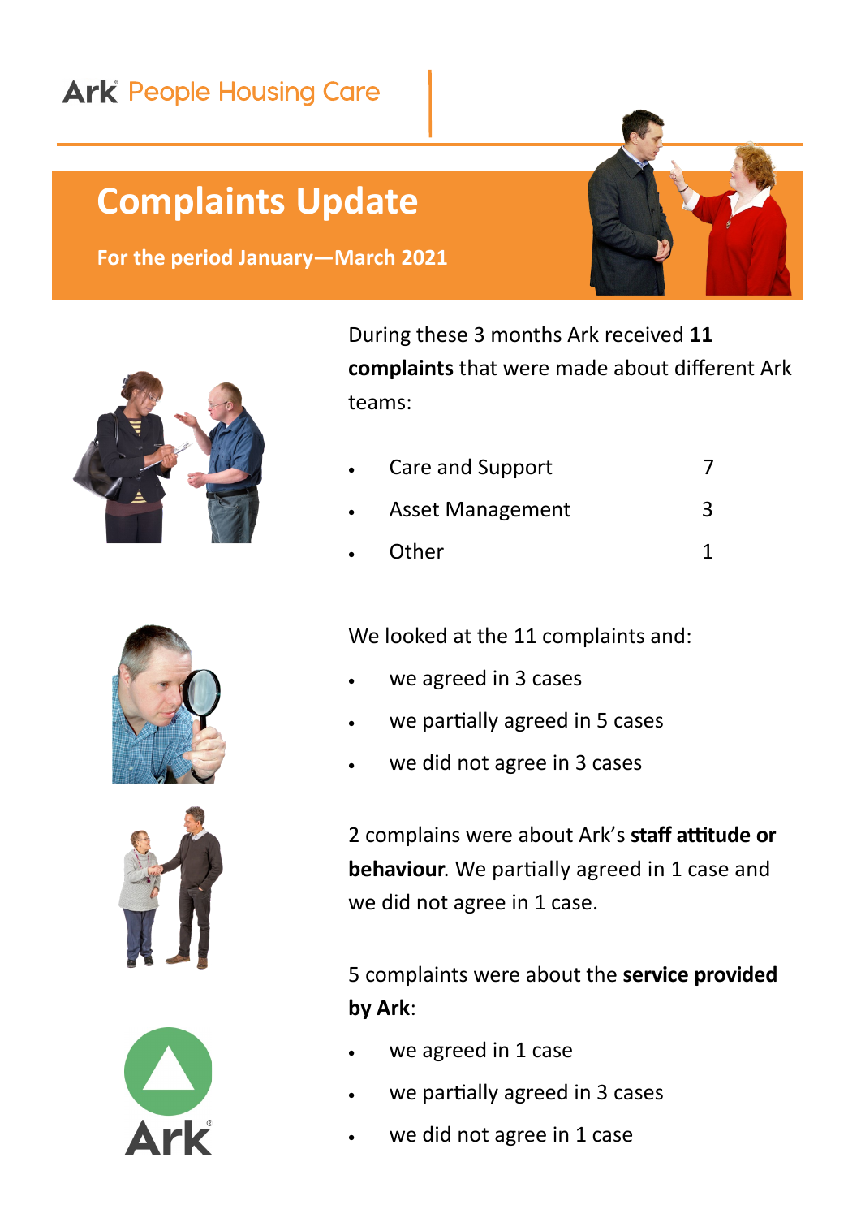Ark People Housing Care

# Complaints Update

**For the period January—March 2021**

During these 3 months Ark received **11 complaints** that were made about different Ark teams:

| | |
|---|---|
| Care and Support | 7 |
| Asset Management | 3 |
| Other | 1 |

We looked at the 11 complaints and:

- we agreed in 3 cases
- we partially agreed in 5 cases
- we did not agree in 3 cases

2 complains were about Ark's **staff attitude or behaviour**. We partially agreed in 1 case and we did not agree in 1 case.

5 complaints were about the **service provided by Ark**:

- we agreed in 1 case
- we partially agreed in 3 cases
- we did not agree in 1 case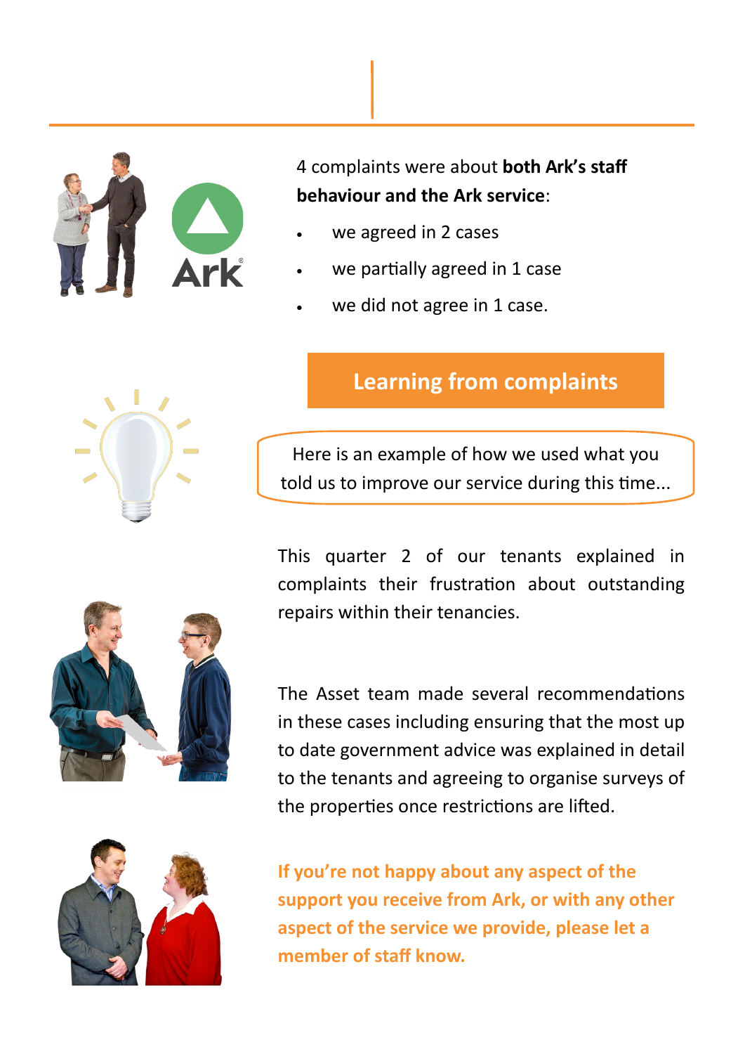4 complaints were about **both Ark's staff behaviour and the Ark service**:

- we agreed in 2 cases
- we partially agreed in 1 case
- we did not agree in 1 case.

## Learning from complaints

Here is an example of how we used what you told us to improve our service during this time...

This quarter 2 of our tenants explained in complaints their frustration about outstanding repairs within their tenancies.

The Asset team made several recommendations in these cases including ensuring that the most up to date government advice was explained in detail to the tenants and agreeing to organise surveys of the properties once restrictions are lifted.

**If you're not happy about any aspect of the support you receive from Ark, or with any other aspect of the service we provide, please let a member of staff know.**